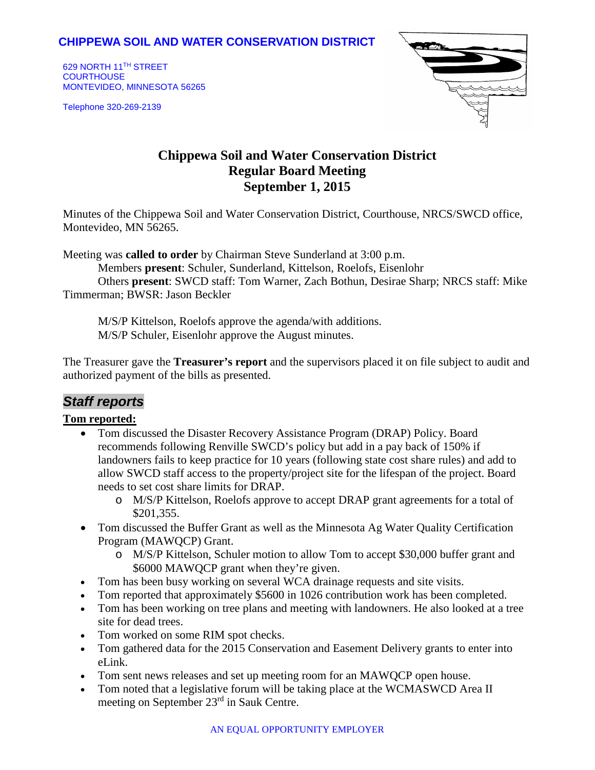**CHIPPEWA SOIL AND WATER CONSERVATION DISTRICT**

629 NORTH 11TH STREET
COURTHOUSE
MONTEVIDEO, MINNESOTA 56265

Telephone 320-269-2139

# Chippewa Soil and Water Conservation District
## Regular Board Meeting
## September 1, 2015

Minutes of the Chippewa Soil and Water Conservation District, Courthouse, NRCS/SWCD office, Montevideo, MN 56265.

Meeting was **called to order** by Chairman Steve Sunderland at 3:00 p.m.

Members **present**: Schuler, Sunderland, Kittelson, Roelofs, Eisenlohr

Others **present**: SWCD staff: Tom Warner, Zach Bothun, Desirae Sharp; NRCS staff: Mike Timmerman; BWSR: Jason Beckler

M/S/P Kittelson, Roelofs approve the agenda/with additions.

M/S/P Schuler, Eisenlohr approve the August minutes.

The Treasurer gave the **Treasurer's report** and the supervisors placed it on file subject to audit and authorized payment of the bills as presented.

## *Staff reports*

**Tom reported:**

- Tom discussed the Disaster Recovery Assistance Program (DRAP) Policy. Board recommends following Renville SWCD's policy but add in a pay back of 150% if landowners fails to keep practice for 10 years (following state cost share rules) and add to allow SWCD staff access to the property/project site for the lifespan of the project. Board needs to set cost share limits for DRAP.
  - M/S/P Kittelson, Roelofs approve to accept DRAP grant agreements for a total of $201,355.
- Tom discussed the Buffer Grant as well as the Minnesota Ag Water Quality Certification Program (MAWQCP) Grant.
  - M/S/P Kittelson, Schuler motion to allow Tom to accept $30,000 buffer grant and $6000 MAWQCP grant when they're given.
- Tom has been busy working on several WCA drainage requests and site visits.
- Tom reported that approximately $5600 in 1026 contribution work has been completed.
- Tom has been working on tree plans and meeting with landowners. He also looked at a tree site for dead trees.
- Tom worked on some RIM spot checks.
- Tom gathered data for the 2015 Conservation and Easement Delivery grants to enter into eLink.
- Tom sent news releases and set up meeting room for an MAWQCP open house.
- Tom noted that a legislative forum will be taking place at the WCMASWCD Area II meeting on September 23rd in Sauk Centre.

AN EQUAL OPPORTUNITY EMPLOYER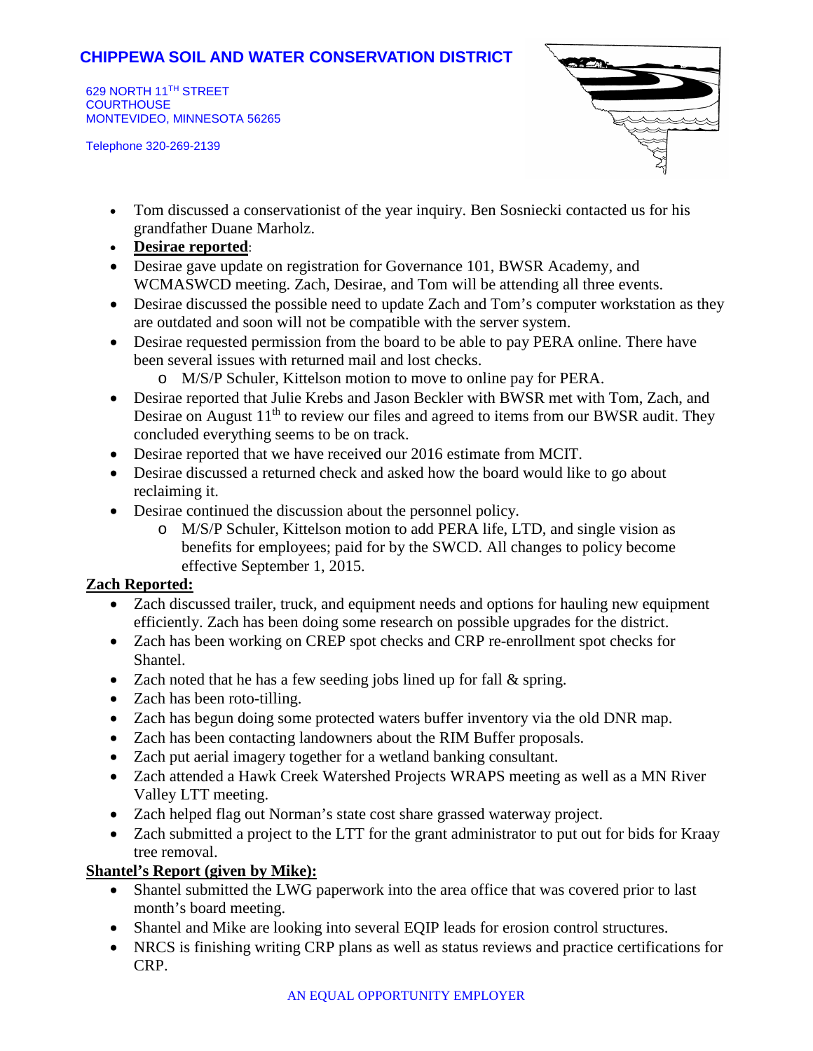# CHIPPEWA SOIL AND WATER CONSERVATION DISTRICT

629 NORTH 11TH STREET
COURTHOUSE
MONTEVIDEO, MINNESOTA 56265

Telephone 320-269-2139

- Tom discussed a conservationist of the year inquiry. Ben Sosniecki contacted us for his grandfather Duane Marholz.
- **Desirae reported**:
- Desirae gave update on registration for Governance 101, BWSR Academy, and WCMASWCD meeting. Zach, Desirae, and Tom will be attending all three events.
- Desirae discussed the possible need to update Zach and Tom's computer workstation as they are outdated and soon will not be compatible with the server system.
- Desirae requested permission from the board to be able to pay PERA online. There have been several issues with returned mail and lost checks.
  - M/S/P Schuler, Kittelson motion to move to online pay for PERA.
- Desirae reported that Julie Krebs and Jason Beckler with BWSR met with Tom, Zach, and Desirae on August 11th to review our files and agreed to items from our BWSR audit. They concluded everything seems to be on track.
- Desirae reported that we have received our 2016 estimate from MCIT.
- Desirae discussed a returned check and asked how the board would like to go about reclaiming it.
- Desirae continued the discussion about the personnel policy.
  - M/S/P Schuler, Kittelson motion to add PERA life, LTD, and single vision as benefits for employees; paid for by the SWCD. All changes to policy become effective September 1, 2015.

**Zach Reported:**

- Zach discussed trailer, truck, and equipment needs and options for hauling new equipment efficiently. Zach has been doing some research on possible upgrades for the district.
- Zach has been working on CREP spot checks and CRP re-enrollment spot checks for Shantel.
- Zach noted that he has a few seeding jobs lined up for fall & spring.
- Zach has been roto-tilling.
- Zach has begun doing some protected waters buffer inventory via the old DNR map.
- Zach has been contacting landowners about the RIM Buffer proposals.
- Zach put aerial imagery together for a wetland banking consultant.
- Zach attended a Hawk Creek Watershed Projects WRAPS meeting as well as a MN River Valley LTT meeting.
- Zach helped flag out Norman's state cost share grassed waterway project.
- Zach submitted a project to the LTT for the grant administrator to put out for bids for Kraay tree removal.

**Shantel's Report (given by Mike):**

- Shantel submitted the LWG paperwork into the area office that was covered prior to last month's board meeting.
- Shantel and Mike are looking into several EQIP leads for erosion control structures.
- NRCS is finishing writing CRP plans as well as status reviews and practice certifications for CRP.

AN EQUAL OPPORTUNITY EMPLOYER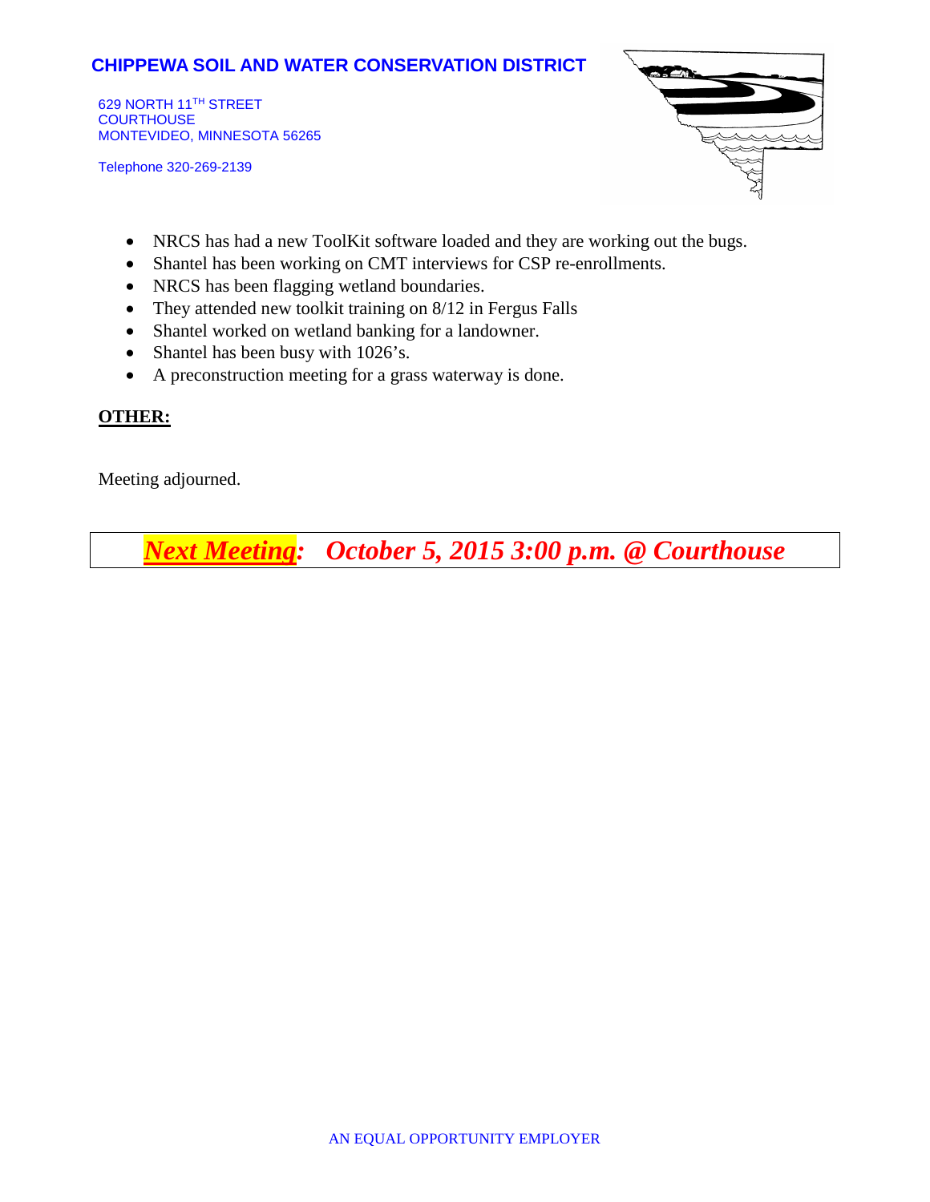**CHIPPEWA SOIL AND WATER CONSERVATION DISTRICT**

629 NORTH 11TH STREET
COURTHOUSE
MONTEVIDEO, MINNESOTA 56265

Telephone 320-269-2139

- NRCS has had a new ToolKit software loaded and they are working out the bugs.
- Shantel has been working on CMT interviews for CSP re-enrollments.
- NRCS has been flagging wetland boundaries.
- They attended new toolkit training on 8/12 in Fergus Falls
- Shantel worked on wetland banking for a landowner.
- Shantel has been busy with 1026's.
- A preconstruction meeting for a grass waterway is done.

**OTHER:**

Meeting adjourned.

***Next Meeting*: October 5, 2015 3:00 p.m. @ Courthouse**

AN EQUAL OPPORTUNITY EMPLOYER